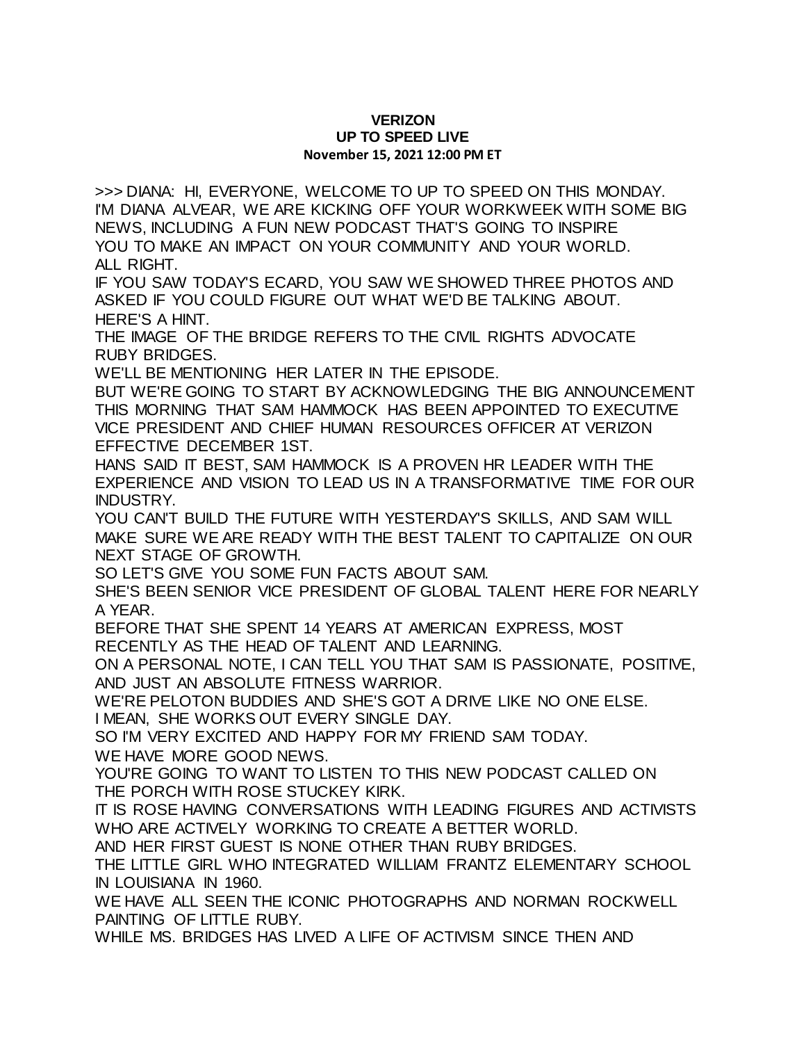**VERIZON**
**UP TO SPEED LIVE**
**November 15, 2021 12:00 PM ET**

>>> DIANA: HI, EVERYONE, WELCOME TO UP TO SPEED ON THIS MONDAY.
I'M DIANA ALVEAR, WE ARE KICKING OFF YOUR WORKWEEK WITH SOME BIG NEWS, INCLUDING A FUN NEW PODCAST THAT'S GOING TO INSPIRE YOU TO MAKE AN IMPACT ON YOUR COMMUNITY AND YOUR WORLD.
ALL RIGHT.
IF YOU SAW TODAY'S ECARD, YOU SAW WE SHOWED THREE PHOTOS AND ASKED IF YOU COULD FIGURE OUT WHAT WE'D BE TALKING ABOUT.
HERE'S A HINT.
THE IMAGE OF THE BRIDGE REFERS TO THE CIVIL RIGHTS ADVOCATE RUBY BRIDGES.
WE'LL BE MENTIONING HER LATER IN THE EPISODE.
BUT WE'RE GOING TO START BY ACKNOWLEDGING THE BIG ANNOUNCEMENT THIS MORNING THAT SAM HAMMOCK HAS BEEN APPOINTED TO EXECUTIVE VICE PRESIDENT AND CHIEF HUMAN RESOURCES OFFICER AT VERIZON EFFECTIVE DECEMBER 1ST.
HANS SAID IT BEST, SAM HAMMOCK IS A PROVEN HR LEADER WITH THE EXPERIENCE AND VISION TO LEAD US IN A TRANSFORMATIVE TIME FOR OUR INDUSTRY.
YOU CAN'T BUILD THE FUTURE WITH YESTERDAY'S SKILLS, AND SAM WILL MAKE SURE WE ARE READY WITH THE BEST TALENT TO CAPITALIZE ON OUR NEXT STAGE OF GROWTH.
SO LET'S GIVE YOU SOME FUN FACTS ABOUT SAM.
SHE'S BEEN SENIOR VICE PRESIDENT OF GLOBAL TALENT HERE FOR NEARLY A YEAR.
BEFORE THAT SHE SPENT 14 YEARS AT AMERICAN EXPRESS, MOST RECENTLY AS THE HEAD OF TALENT AND LEARNING.
ON A PERSONAL NOTE, I CAN TELL YOU THAT SAM IS PASSIONATE, POSITIVE, AND JUST AN ABSOLUTE FITNESS WARRIOR.
WE'RE PELOTON BUDDIES AND SHE'S GOT A DRIVE LIKE NO ONE ELSE.
I MEAN, SHE WORKS OUT EVERY SINGLE DAY.
SO I'M VERY EXCITED AND HAPPY FOR MY FRIEND SAM TODAY.
WE HAVE MORE GOOD NEWS.
YOU'RE GOING TO WANT TO LISTEN TO THIS NEW PODCAST CALLED ON THE PORCH WITH ROSE STUCKEY KIRK.
IT IS ROSE HAVING CONVERSATIONS WITH LEADING FIGURES AND ACTIVISTS WHO ARE ACTIVELY WORKING TO CREATE A BETTER WORLD.
AND HER FIRST GUEST IS NONE OTHER THAN RUBY BRIDGES.
THE LITTLE GIRL WHO INTEGRATED WILLIAM FRANTZ ELEMENTARY SCHOOL IN LOUISIANA IN 1960.
WE HAVE ALL SEEN THE ICONIC PHOTOGRAPHS AND NORMAN ROCKWELL PAINTING OF LITTLE RUBY.
WHILE MS. BRIDGES HAS LIVED A LIFE OF ACTIVISM SINCE THEN AND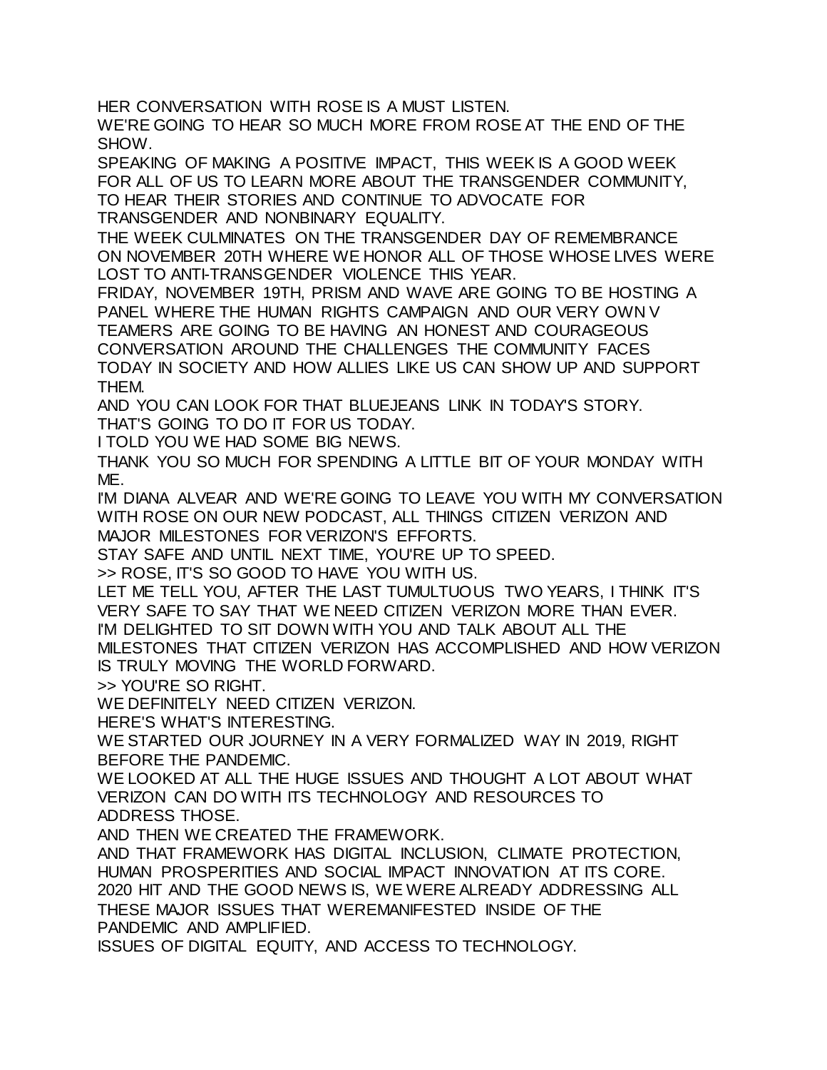HER CONVERSATION WITH ROSE IS A MUST LISTEN.
WE'RE GOING TO HEAR SO MUCH MORE FROM ROSE AT THE END OF THE SHOW.
SPEAKING OF MAKING A POSITIVE IMPACT, THIS WEEK IS A GOOD WEEK FOR ALL OF US TO LEARN MORE ABOUT THE TRANSGENDER COMMUNITY, TO HEAR THEIR STORIES AND CONTINUE TO ADVOCATE FOR TRANSGENDER AND NONBINARY EQUALITY.
THE WEEK CULMINATES ON THE TRANSGENDER DAY OF REMEMBRANCE ON NOVEMBER 20TH WHERE WE HONOR ALL OF THOSE WHOSE LIVES WERE LOST TO ANTI-TRANSGENDER VIOLENCE THIS YEAR.
FRIDAY, NOVEMBER 19TH, PRISM AND WAVE ARE GOING TO BE HOSTING A PANEL WHERE THE HUMAN RIGHTS CAMPAIGN AND OUR VERY OWN V TEAMERS ARE GOING TO BE HAVING AN HONEST AND COURAGEOUS CONVERSATION AROUND THE CHALLENGES THE COMMUNITY FACES TODAY IN SOCIETY AND HOW ALLIES LIKE US CAN SHOW UP AND SUPPORT THEM.
AND YOU CAN LOOK FOR THAT BLUEJEANS LINK IN TODAY'S STORY.
THAT'S GOING TO DO IT FOR US TODAY.
I TOLD YOU WE HAD SOME BIG NEWS.
THANK YOU SO MUCH FOR SPENDING A LITTLE BIT OF YOUR MONDAY WITH ME.
I'M DIANA ALVEAR AND WE'RE GOING TO LEAVE YOU WITH MY CONVERSATION WITH ROSE ON OUR NEW PODCAST, ALL THINGS CITIZEN VERIZON AND MAJOR MILESTONES FOR VERIZON'S EFFORTS.
STAY SAFE AND UNTIL NEXT TIME, YOU'RE UP TO SPEED.
>> ROSE, IT'S SO GOOD TO HAVE YOU WITH US.
LET ME TELL YOU, AFTER THE LAST TUMULTUOUS TWO YEARS, I THINK IT'S VERY SAFE TO SAY THAT WE NEED CITIZEN VERIZON MORE THAN EVER.
I'M DELIGHTED TO SIT DOWN WITH YOU AND TALK ABOUT ALL THE MILESTONES THAT CITIZEN VERIZON HAS ACCOMPLISHED AND HOW VERIZON IS TRULY MOVING THE WORLD FORWARD.
>> YOU'RE SO RIGHT.
WE DEFINITELY NEED CITIZEN VERIZON.
HERE'S WHAT'S INTERESTING.
WE STARTED OUR JOURNEY IN A VERY FORMALIZED WAY IN 2019, RIGHT BEFORE THE PANDEMIC.
WE LOOKED AT ALL THE HUGE ISSUES AND THOUGHT A LOT ABOUT WHAT VERIZON CAN DO WITH ITS TECHNOLOGY AND RESOURCES TO ADDRESS THOSE.
AND THEN WE CREATED THE FRAMEWORK.
AND THAT FRAMEWORK HAS DIGITAL INCLUSION, CLIMATE PROTECTION, HUMAN PROSPERITIES AND SOCIAL IMPACT INNOVATION AT ITS CORE.
2020 HIT AND THE GOOD NEWS IS, WE WERE ALREADY ADDRESSING ALL THESE MAJOR ISSUES THAT WEREMANIFESTED INSIDE OF THE PANDEMIC AND AMPLIFIED.
ISSUES OF DIGITAL EQUITY, AND ACCESS TO TECHNOLOGY.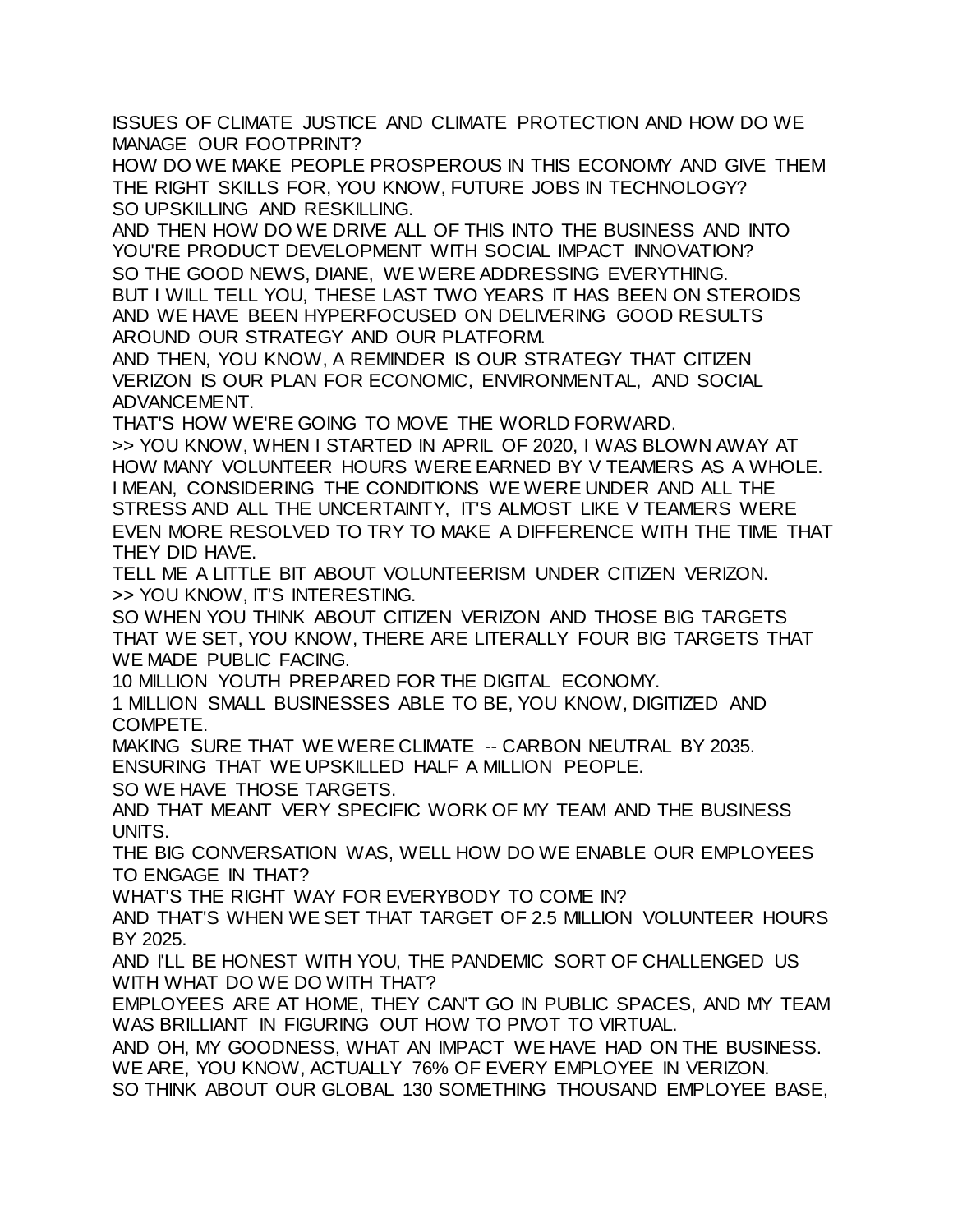ISSUES OF CLIMATE JUSTICE AND CLIMATE PROTECTION AND HOW DO WE MANAGE OUR FOOTPRINT?
HOW DO WE MAKE PEOPLE PROSPEROUS IN THIS ECONOMY AND GIVE THEM THE RIGHT SKILLS FOR, YOU KNOW, FUTURE JOBS IN TECHNOLOGY?
SO UPSKILLING AND RESKILLING.
AND THEN HOW DO WE DRIVE ALL OF THIS INTO THE BUSINESS AND INTO YOU'RE PRODUCT DEVELOPMENT WITH SOCIAL IMPACT INNOVATION?
SO THE GOOD NEWS, DIANE, WE WERE ADDRESSING EVERYTHING.
BUT I WILL TELL YOU, THESE LAST TWO YEARS IT HAS BEEN ON STEROIDS AND WE HAVE BEEN HYPERFOCUSED ON DELIVERING GOOD RESULTS AROUND OUR STRATEGY AND OUR PLATFORM.
AND THEN, YOU KNOW, A REMINDER IS OUR STRATEGY THAT CITIZEN VERIZON IS OUR PLAN FOR ECONOMIC, ENVIRONMENTAL, AND SOCIAL ADVANCEMENT.
THAT'S HOW WE'RE GOING TO MOVE THE WORLD FORWARD.
>> YOU KNOW, WHEN I STARTED IN APRIL OF 2020, I WAS BLOWN AWAY AT HOW MANY VOLUNTEER HOURS WERE EARNED BY V TEAMERS AS A WHOLE.
I MEAN, CONSIDERING THE CONDITIONS WE WERE UNDER AND ALL THE STRESS AND ALL THE UNCERTAINTY, IT'S ALMOST LIKE V TEAMERS WERE EVEN MORE RESOLVED TO TRY TO MAKE A DIFFERENCE WITH THE TIME THAT THEY DID HAVE.
TELL ME A LITTLE BIT ABOUT VOLUNTEERISM UNDER CITIZEN VERIZON.
>> YOU KNOW, IT'S INTERESTING.
SO WHEN YOU THINK ABOUT CITIZEN VERIZON AND THOSE BIG TARGETS THAT WE SET, YOU KNOW, THERE ARE LITERALLY FOUR BIG TARGETS THAT WE MADE PUBLIC FACING.
10 MILLION YOUTH PREPARED FOR THE DIGITAL ECONOMY.
1 MILLION SMALL BUSINESSES ABLE TO BE, YOU KNOW, DIGITIZED AND COMPETE.
MAKING SURE THAT WE WERE CLIMATE -- CARBON NEUTRAL BY 2035.
ENSURING THAT WE UPSKILLED HALF A MILLION PEOPLE.
SO WE HAVE THOSE TARGETS.
AND THAT MEANT VERY SPECIFIC WORK OF MY TEAM AND THE BUSINESS UNITS.
THE BIG CONVERSATION WAS, WELL HOW DO WE ENABLE OUR EMPLOYEES TO ENGAGE IN THAT?
WHAT'S THE RIGHT WAY FOR EVERYBODY TO COME IN?
AND THAT'S WHEN WE SET THAT TARGET OF 2.5 MILLION VOLUNTEER HOURS BY 2025.
AND I'LL BE HONEST WITH YOU, THE PANDEMIC SORT OF CHALLENGED US WITH WHAT DO WE DO WITH THAT?
EMPLOYEES ARE AT HOME, THEY CAN'T GO IN PUBLIC SPACES, AND MY TEAM WAS BRILLIANT IN FIGURING OUT HOW TO PIVOT TO VIRTUAL.
AND OH, MY GOODNESS, WHAT AN IMPACT WE HAVE HAD ON THE BUSINESS.
WE ARE, YOU KNOW, ACTUALLY 76% OF EVERY EMPLOYEE IN VERIZON.
SO THINK ABOUT OUR GLOBAL 130 SOMETHING THOUSAND EMPLOYEE BASE,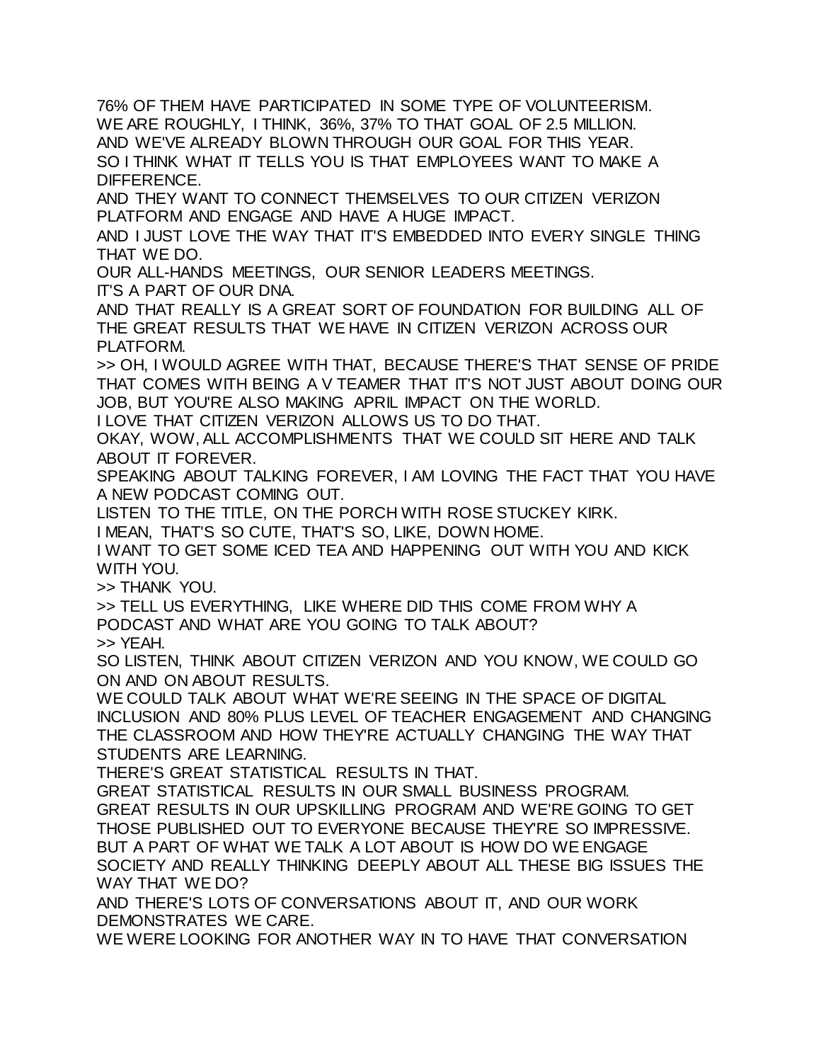76% OF THEM HAVE PARTICIPATED IN SOME TYPE OF VOLUNTEERISM.
WE ARE ROUGHLY, I THINK, 36%, 37% TO THAT GOAL OF 2.5 MILLION.
AND WE'VE ALREADY BLOWN THROUGH OUR GOAL FOR THIS YEAR.
SO I THINK WHAT IT TELLS YOU IS THAT EMPLOYEES WANT TO MAKE A DIFFERENCE.
AND THEY WANT TO CONNECT THEMSELVES TO OUR CITIZEN VERIZON PLATFORM AND ENGAGE AND HAVE A HUGE IMPACT.
AND I JUST LOVE THE WAY THAT IT'S EMBEDDED INTO EVERY SINGLE THING THAT WE DO.
OUR ALL-HANDS MEETINGS, OUR SENIOR LEADERS MEETINGS.
IT'S A PART OF OUR DNA.
AND THAT REALLY IS A GREAT SORT OF FOUNDATION FOR BUILDING ALL OF THE GREAT RESULTS THAT WE HAVE IN CITIZEN VERIZON ACROSS OUR PLATFORM.
>> OH, I WOULD AGREE WITH THAT, BECAUSE THERE'S THAT SENSE OF PRIDE THAT COMES WITH BEING A V TEAMER THAT IT'S NOT JUST ABOUT DOING OUR JOB, BUT YOU'RE ALSO MAKING APRIL IMPACT ON THE WORLD.
I LOVE THAT CITIZEN VERIZON ALLOWS US TO DO THAT.
OKAY, WOW, ALL ACCOMPLISHMENTS THAT WE COULD SIT HERE AND TALK ABOUT IT FOREVER.
SPEAKING ABOUT TALKING FOREVER, I AM LOVING THE FACT THAT YOU HAVE A NEW PODCAST COMING OUT.
LISTEN TO THE TITLE, ON THE PORCH WITH ROSE STUCKEY KIRK.
I MEAN, THAT'S SO CUTE, THAT'S SO, LIKE, DOWN HOME.
I WANT TO GET SOME ICED TEA AND HAPPENING OUT WITH YOU AND KICK WITH YOU.
>> THANK YOU.
>> TELL US EVERYTHING, LIKE WHERE DID THIS COME FROM WHY A PODCAST AND WHAT ARE YOU GOING TO TALK ABOUT?
>> YEAH.
SO LISTEN, THINK ABOUT CITIZEN VERIZON AND YOU KNOW, WE COULD GO ON AND ON ABOUT RESULTS.
WE COULD TALK ABOUT WHAT WE'RE SEEING IN THE SPACE OF DIGITAL INCLUSION AND 80% PLUS LEVEL OF TEACHER ENGAGEMENT AND CHANGING THE CLASSROOM AND HOW THEY'RE ACTUALLY CHANGING THE WAY THAT STUDENTS ARE LEARNING.
THERE'S GREAT STATISTICAL RESULTS IN THAT.
GREAT STATISTICAL RESULTS IN OUR SMALL BUSINESS PROGRAM.
GREAT RESULTS IN OUR UPSKILLING PROGRAM AND WE'RE GOING TO GET THOSE PUBLISHED OUT TO EVERYONE BECAUSE THEY'RE SO IMPRESSIVE.
BUT A PART OF WHAT WE TALK A LOT ABOUT IS HOW DO WE ENGAGE SOCIETY AND REALLY THINKING DEEPLY ABOUT ALL THESE BIG ISSUES THE WAY THAT WE DO?
AND THERE'S LOTS OF CONVERSATIONS ABOUT IT, AND OUR WORK DEMONSTRATES WE CARE.
WE WERE LOOKING FOR ANOTHER WAY IN TO HAVE THAT CONVERSATION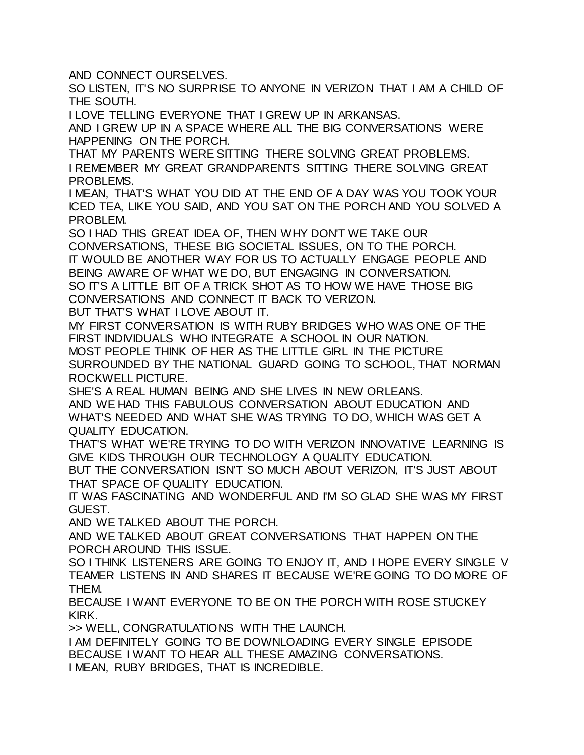AND CONNECT OURSELVES.

SO LISTEN, IT'S NO SURPRISE TO ANYONE IN VERIZON THAT I AM A CHILD OF THE SOUTH.

I LOVE TELLING EVERYONE THAT I GREW UP IN ARKANSAS.

AND I GREW UP IN A SPACE WHERE ALL THE BIG CONVERSATIONS WERE HAPPENING ON THE PORCH.

THAT MY PARENTS WERE SITTING THERE SOLVING GREAT PROBLEMS.

I REMEMBER MY GREAT GRANDPARENTS SITTING THERE SOLVING GREAT PROBLEMS.

I MEAN, THAT'S WHAT YOU DID AT THE END OF A DAY WAS YOU TOOK YOUR ICED TEA, LIKE YOU SAID, AND YOU SAT ON THE PORCH AND YOU SOLVED A PROBLEM.

SO I HAD THIS GREAT IDEA OF, THEN WHY DON'T WE TAKE OUR CONVERSATIONS, THESE BIG SOCIETAL ISSUES, ON TO THE PORCH.

IT WOULD BE ANOTHER WAY FOR US TO ACTUALLY ENGAGE PEOPLE AND BEING AWARE OF WHAT WE DO, BUT ENGAGING IN CONVERSATION.

SO IT'S A LITTLE BIT OF A TRICK SHOT AS TO HOW WE HAVE THOSE BIG CONVERSATIONS AND CONNECT IT BACK TO VERIZON.

BUT THAT'S WHAT I LOVE ABOUT IT.

MY FIRST CONVERSATION IS WITH RUBY BRIDGES WHO WAS ONE OF THE FIRST INDIVIDUALS WHO INTEGRATE A SCHOOL IN OUR NATION.

MOST PEOPLE THINK OF HER AS THE LITTLE GIRL IN THE PICTURE SURROUNDED BY THE NATIONAL GUARD GOING TO SCHOOL, THAT NORMAN ROCKWELL PICTURE.

SHE'S A REAL HUMAN BEING AND SHE LIVES IN NEW ORLEANS.

AND WE HAD THIS FABULOUS CONVERSATION ABOUT EDUCATION AND WHAT'S NEEDED AND WHAT SHE WAS TRYING TO DO, WHICH WAS GET A QUALITY EDUCATION.

THAT'S WHAT WE'RE TRYING TO DO WITH VERIZON INNOVATIVE LEARNING IS GIVE KIDS THROUGH OUR TECHNOLOGY A QUALITY EDUCATION.

BUT THE CONVERSATION ISN'T SO MUCH ABOUT VERIZON, IT'S JUST ABOUT THAT SPACE OF QUALITY EDUCATION.

IT WAS FASCINATING AND WONDERFUL AND I'M SO GLAD SHE WAS MY FIRST GUEST.

AND WE TALKED ABOUT THE PORCH.

AND WE TALKED ABOUT GREAT CONVERSATIONS THAT HAPPEN ON THE PORCH AROUND THIS ISSUE.

SO I THINK LISTENERS ARE GOING TO ENJOY IT, AND I HOPE EVERY SINGLE V TEAMER LISTENS IN AND SHARES IT BECAUSE WE'RE GOING TO DO MORE OF THEM.

BECAUSE I WANT EVERYONE TO BE ON THE PORCH WITH ROSE STUCKEY KIRK.

>> WELL, CONGRATULATIONS WITH THE LAUNCH.

I AM DEFINITELY GOING TO BE DOWNLOADING EVERY SINGLE EPISODE BECAUSE I WANT TO HEAR ALL THESE AMAZING CONVERSATIONS.

I MEAN, RUBY BRIDGES, THAT IS INCREDIBLE.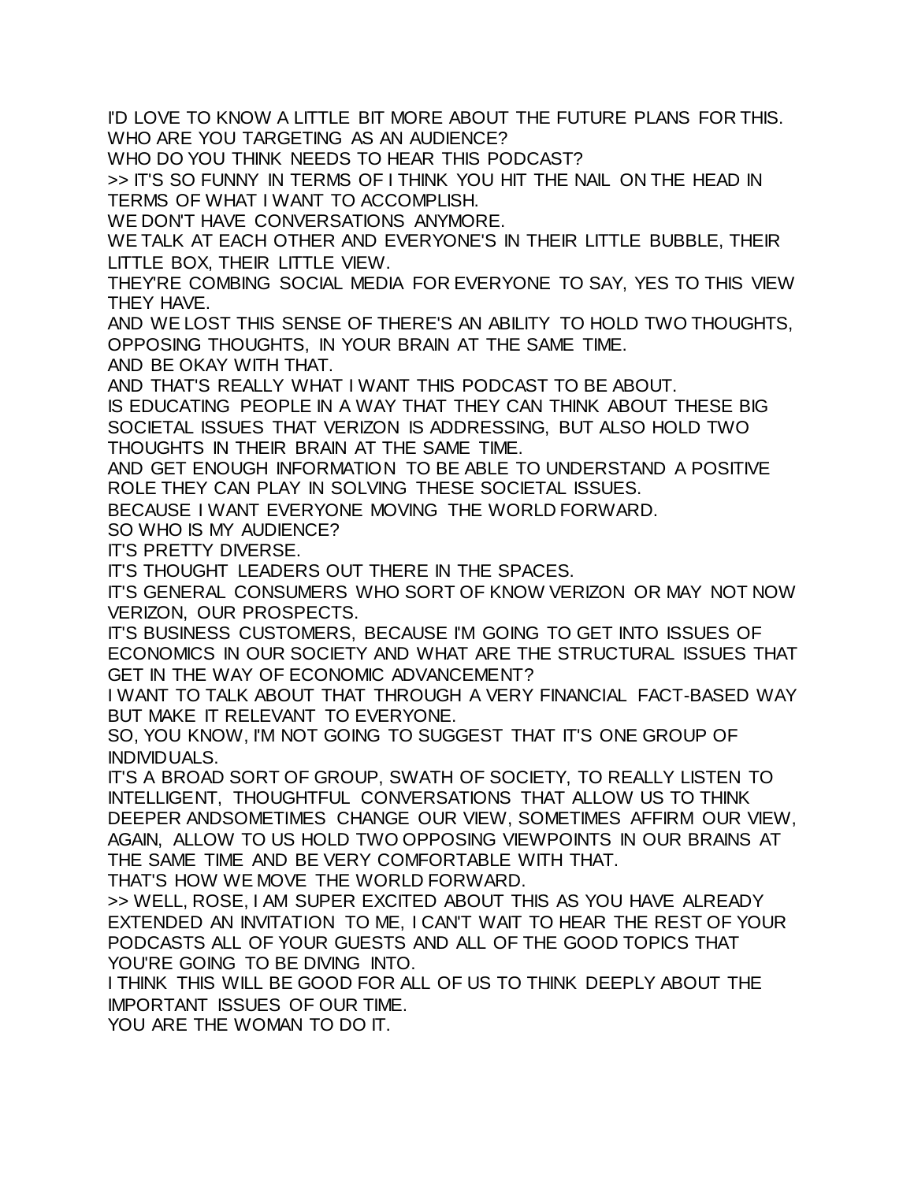I'D LOVE TO KNOW A LITTLE BIT MORE ABOUT THE FUTURE PLANS FOR THIS.
WHO ARE YOU TARGETING AS AN AUDIENCE?
WHO DO YOU THINK NEEDS TO HEAR THIS PODCAST?
>> IT'S SO FUNNY IN TERMS OF I THINK YOU HIT THE NAIL ON THE HEAD IN TERMS OF WHAT I WANT TO ACCOMPLISH.
WE DON'T HAVE CONVERSATIONS ANYMORE.
WE TALK AT EACH OTHER AND EVERYONE'S IN THEIR LITTLE BUBBLE, THEIR LITTLE BOX, THEIR LITTLE VIEW.
THEY'RE COMBING SOCIAL MEDIA FOR EVERYONE TO SAY, YES TO THIS VIEW THEY HAVE.
AND WE LOST THIS SENSE OF THERE'S AN ABILITY TO HOLD TWO THOUGHTS, OPPOSING THOUGHTS, IN YOUR BRAIN AT THE SAME TIME.
AND BE OKAY WITH THAT.
AND THAT'S REALLY WHAT I WANT THIS PODCAST TO BE ABOUT.
IS EDUCATING PEOPLE IN A WAY THAT THEY CAN THINK ABOUT THESE BIG SOCIETAL ISSUES THAT VERIZON IS ADDRESSING, BUT ALSO HOLD TWO THOUGHTS IN THEIR BRAIN AT THE SAME TIME.
AND GET ENOUGH INFORMATION TO BE ABLE TO UNDERSTAND A POSITIVE ROLE THEY CAN PLAY IN SOLVING THESE SOCIETAL ISSUES.
BECAUSE I WANT EVERYONE MOVING THE WORLD FORWARD.
SO WHO IS MY AUDIENCE?
IT'S PRETTY DIVERSE.
IT'S THOUGHT LEADERS OUT THERE IN THE SPACES.
IT'S GENERAL CONSUMERS WHO SORT OF KNOW VERIZON OR MAY NOT NOW VERIZON, OUR PROSPECTS.
IT'S BUSINESS CUSTOMERS, BECAUSE I'M GOING TO GET INTO ISSUES OF ECONOMICS IN OUR SOCIETY AND WHAT ARE THE STRUCTURAL ISSUES THAT GET IN THE WAY OF ECONOMIC ADVANCEMENT?
I WANT TO TALK ABOUT THAT THROUGH A VERY FINANCIAL FACT-BASED WAY BUT MAKE IT RELEVANT TO EVERYONE.
SO, YOU KNOW, I'M NOT GOING TO SUGGEST THAT IT'S ONE GROUP OF INDIVIDUALS.
IT'S A BROAD SORT OF GROUP, SWATH OF SOCIETY, TO REALLY LISTEN TO INTELLIGENT, THOUGHTFUL CONVERSATIONS THAT ALLOW US TO THINK DEEPER ANDSOMETIMES CHANGE OUR VIEW, SOMETIMES AFFIRM OUR VIEW, AGAIN, ALLOW TO US HOLD TWO OPPOSING VIEWPOINTS IN OUR BRAINS AT THE SAME TIME AND BE VERY COMFORTABLE WITH THAT.
THAT'S HOW WE MOVE THE WORLD FORWARD.
>> WELL, ROSE, I AM SUPER EXCITED ABOUT THIS AS YOU HAVE ALREADY EXTENDED AN INVITATION TO ME, I CAN'T WAIT TO HEAR THE REST OF YOUR PODCASTS ALL OF YOUR GUESTS AND ALL OF THE GOOD TOPICS THAT YOU'RE GOING TO BE DIVING INTO.
I THINK THIS WILL BE GOOD FOR ALL OF US TO THINK DEEPLY ABOUT THE IMPORTANT ISSUES OF OUR TIME.
YOU ARE THE WOMAN TO DO IT.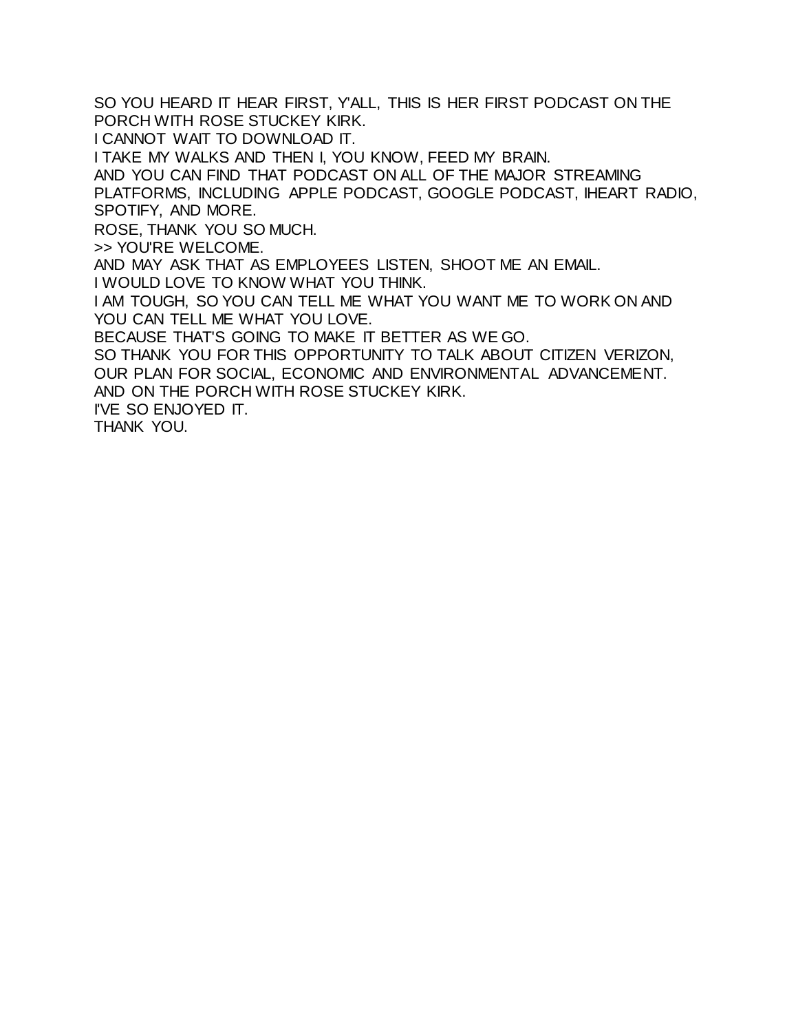SO YOU HEARD IT HEAR FIRST, Y'ALL, THIS IS HER FIRST PODCAST ON THE PORCH WITH ROSE STUCKEY KIRK.
I CANNOT WAIT TO DOWNLOAD IT.
I TAKE MY WALKS AND THEN I, YOU KNOW, FEED MY BRAIN.
AND YOU CAN FIND THAT PODCAST ON ALL OF THE MAJOR STREAMING PLATFORMS, INCLUDING APPLE PODCAST, GOOGLE PODCAST, IHEART RADIO, SPOTIFY, AND MORE.
ROSE, THANK YOU SO MUCH.
>> YOU'RE WELCOME.
AND MAY ASK THAT AS EMPLOYEES LISTEN, SHOOT ME AN EMAIL.
I WOULD LOVE TO KNOW WHAT YOU THINK.
I AM TOUGH, SO YOU CAN TELL ME WHAT YOU WANT ME TO WORK ON AND YOU CAN TELL ME WHAT YOU LOVE.
BECAUSE THAT'S GOING TO MAKE IT BETTER AS WE GO.
SO THANK YOU FOR THIS OPPORTUNITY TO TALK ABOUT CITIZEN VERIZON, OUR PLAN FOR SOCIAL, ECONOMIC AND ENVIRONMENTAL ADVANCEMENT.
AND ON THE PORCH WITH ROSE STUCKEY KIRK.
I'VE SO ENJOYED IT.
THANK YOU.